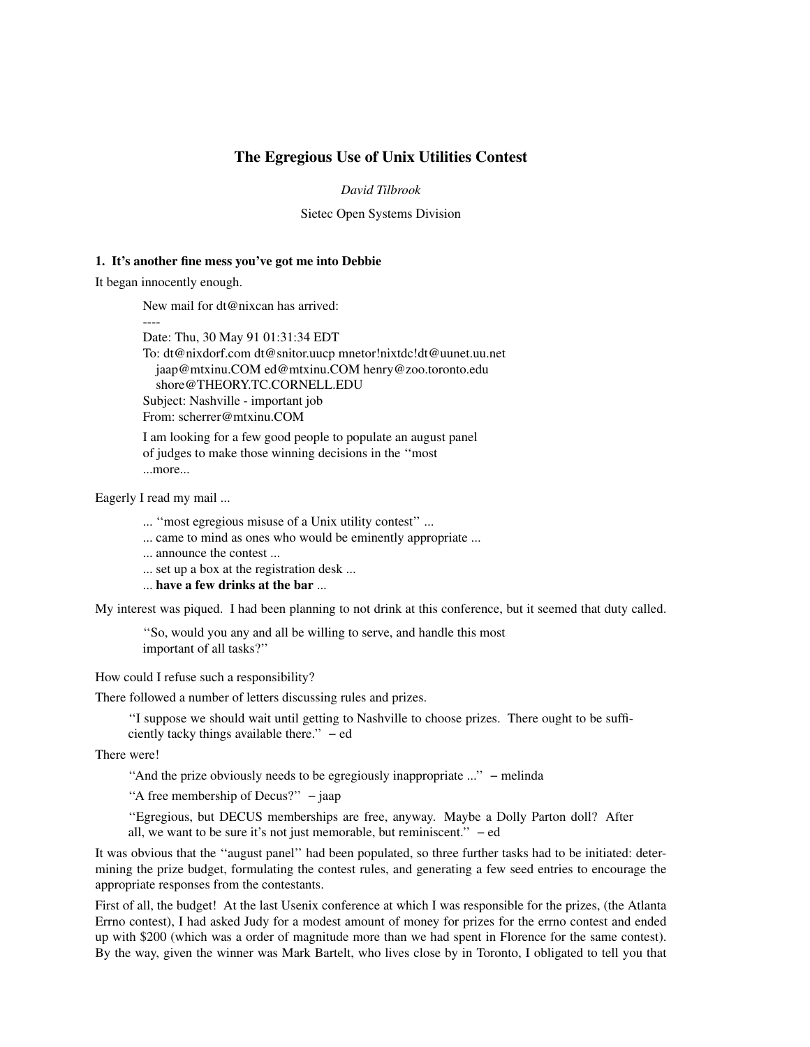# The Egregious Use of Unix Utilities Contest

*David Tilbrook*

Sietec Open Systems Division

## 1. It's another fine mess you've got me into Debbie

It began innocently enough.

> New mail for dt@nixcan has arrived:
> ----
> Date: Thu, 30 May 91 01:31:34 EDT
> To: dt@nixdorf.com dt@snitor.uucp mnetor!nixtdc!dt@uunet.uu.net
>    jaap@mtxinu.COM ed@mtxinu.COM henry@zoo.toronto.edu
>    shore@THEORY.TC.CORNELL.EDU
> Subject: Nashville - important job
> From: scherrer@mtxinu.COM
>
> I am looking for a few good people to populate an august panel
> of judges to make those winning decisions in the ''most
> ...more...

Eagerly I read my mail ...

> ... ''most egregious misuse of a Unix utility contest'' ...
> ... came to mind as ones who would be eminently appropriate ...
> ... announce the contest ...
> ... set up a box at the registration desk ...
> ... **have a few drinks at the bar** ...

My interest was piqued. I had been planning to not drink at this conference, but it seemed that duty called.

> ''So, would you any and all be willing to serve, and handle this most
> important of all tasks?''

How could I refuse such a responsibility?

There followed a number of letters discussing rules and prizes.

> ''I suppose we should wait until getting to Nashville to choose prizes. There ought to be sufficiently tacky things available there.'' – ed

There were!

> ''And the prize obviously needs to be egregiously inappropriate ...'' – melinda

> ''A free membership of Decus?'' – jaap

> ''Egregious, but DECUS memberships are free, anyway. Maybe a Dolly Parton doll? After all, we want to be sure it's not just memorable, but reminiscent.'' – ed

It was obvious that the ''august panel'' had been populated, so three further tasks had to be initiated: determining the prize budget, formulating the contest rules, and generating a few seed entries to encourage the appropriate responses from the contestants.

First of all, the budget! At the last Usenix conference at which I was responsible for the prizes, (the Atlanta Errno contest), I had asked Judy for a modest amount of money for prizes for the errno contest and ended up with $200 (which was a order of magnitude more than we had spent in Florence for the same contest). By the way, given the winner was Mark Bartelt, who lives close by in Toronto, I obligated to tell you that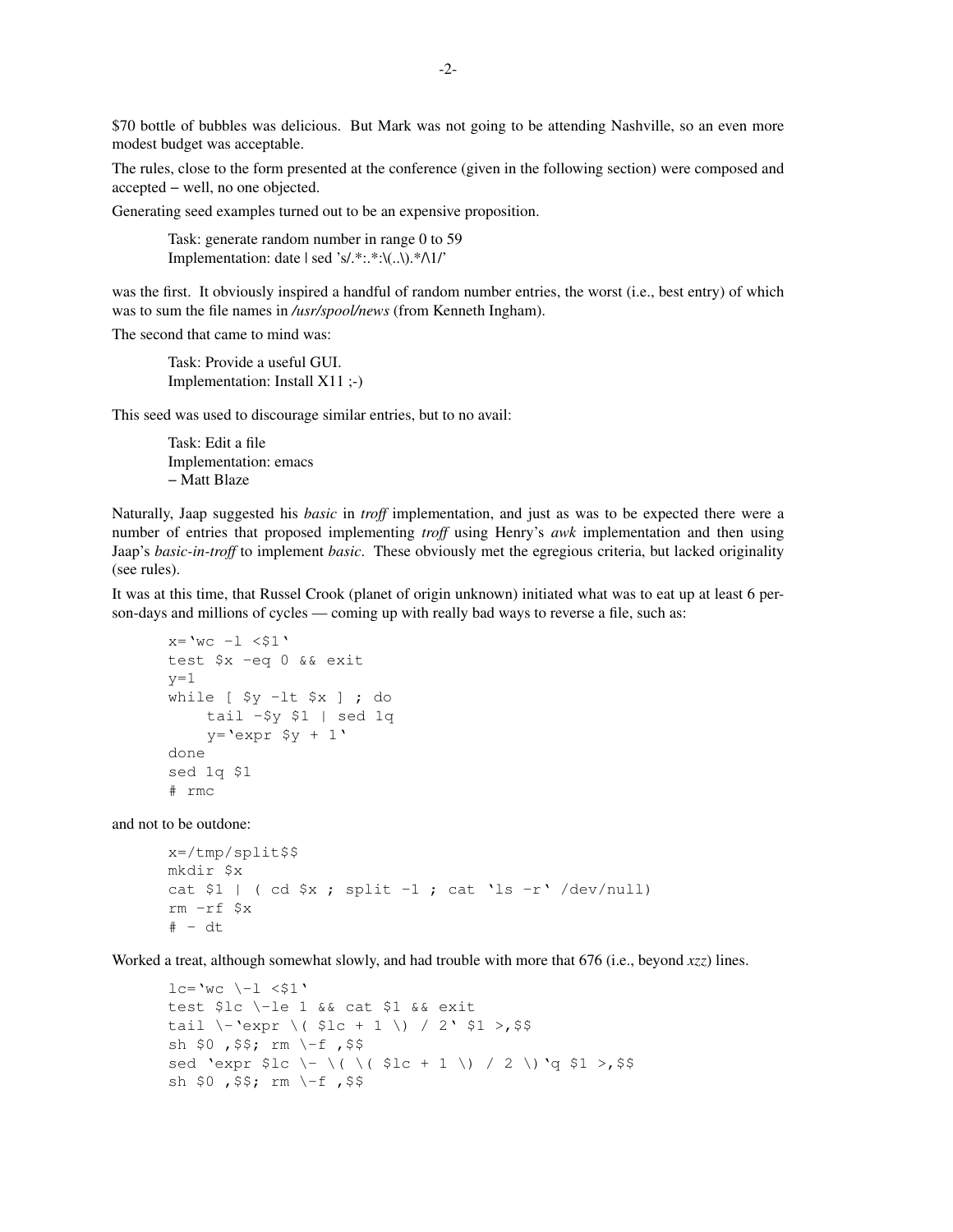$70 bottle of bubbles was delicious. But Mark was not going to be attending Nashville, so an even more modest budget was acceptable.

The rules, close to the form presented at the conference (given in the following section) were composed and accepted – well, no one objected.

Generating seed examples turned out to be an expensive proposition.

> Task: generate random number in range 0 to 59
> Implementation: date | sed 's/.*:.*:\(..\).*/\1/'

was the first. It obviously inspired a handful of random number entries, the worst (i.e., best entry) of which was to sum the file names in */usr/spool/news* (from Kenneth Ingham).

The second that came to mind was:

> Task: Provide a useful GUI.
> Implementation: Install X11 ;-)

This seed was used to discourage similar entries, but to no avail:

> Task: Edit a file
> Implementation: emacs
> – Matt Blaze

Naturally, Jaap suggested his *basic* in *troff* implementation, and just as was to be expected there were a number of entries that proposed implementing *troff* using Henry's *awk* implementation and then using Jaap's *basic-in-troff* to implement *basic*. These obviously met the egregious criteria, but lacked originality (see rules).

It was at this time, that Russel Crook (planet of origin unknown) initiated what was to eat up at least 6 person-days and millions of cycles — coming up with really bad ways to reverse a file, such as:

```
x=`wc -l <$1`
test $x -eq 0 && exit
y=1
while [ $y -lt $x ] ; do
    tail -$y $1 | sed 1q
    y=`expr $y + 1`
done
sed 1q $1
# rmc
```

and not to be outdone:

```
x=/tmp/split$$
mkdir $x
cat $1 | ( cd $x ; split -1 ; cat `ls -r` /dev/null)
rm -rf $x
# - dt
```

Worked a treat, although somewhat slowly, and had trouble with more that 676 (i.e., beyond *xzz*) lines.

```
lc=`wc \-l <$1`
test $lc \-le 1 && cat $1 && exit
tail \-`expr \( $lc + 1 \) / 2` $1 >,$$
sh $0 ,$$; rm \-f ,$$
sed `expr $lc \- \( \( $lc + 1 \) / 2 \)`q $1 >,$$
sh $0 ,$$; rm \-f ,$$
```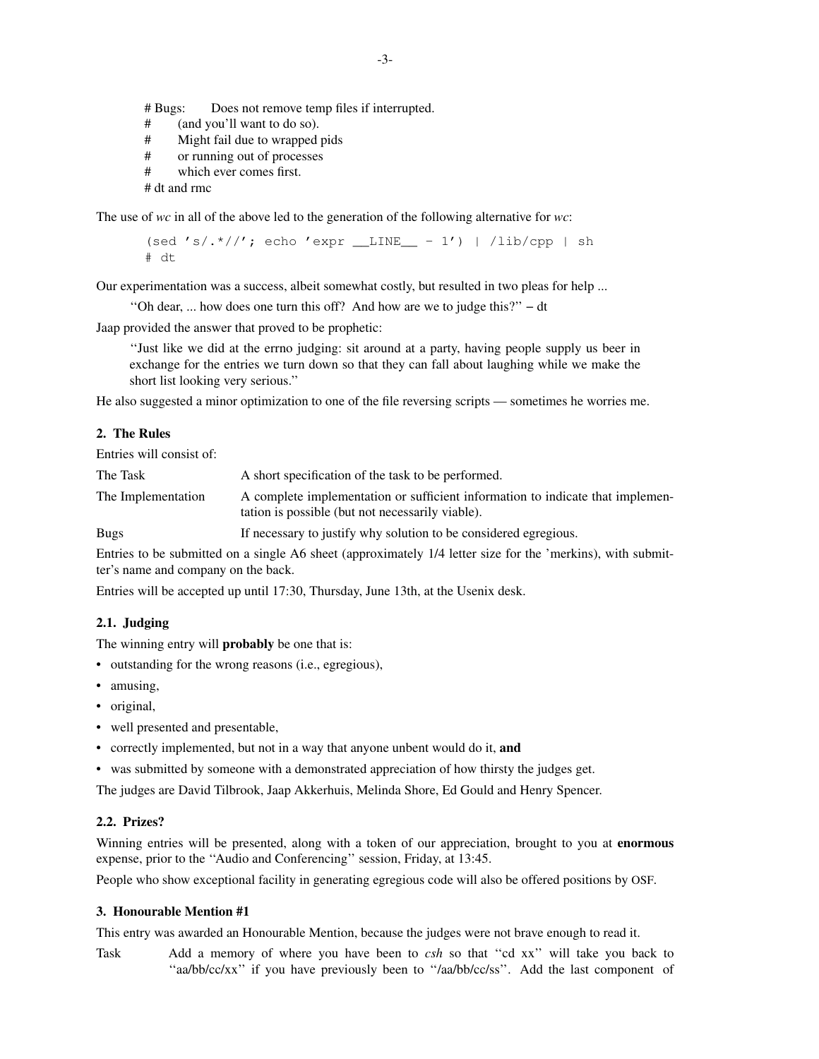```
# Bugs:   Does not remove temp files if interrupted.
#         (and you'll want to do so).
#         Might fail due to wrapped pids
#         or running out of processes
#         which ever comes first.
# dt and rmc
```

The use of *wc* in all of the above led to the generation of the following alternative for *wc*:

```
(sed 's/.*//'; echo 'expr __LINE__ - 1') | /lib/cpp | sh
# dt
```

Our experimentation was a success, albeit somewhat costly, but resulted in two pleas for help ...

> ''Oh dear, ... how does one turn this off? And how are we to judge this?'' – dt

Jaap provided the answer that proved to be prophetic:

> ''Just like we did at the errno judging: sit around at a party, having people supply us beer in exchange for the entries we turn down so that they can fall about laughing while we make the short list looking very serious.''

He also suggested a minor optimization to one of the file reversing scripts — sometimes he worries me.

## 2. The Rules

Entries will consist of:

| | |
|---|---|
| The Task | A short specification of the task to be performed. |
| The Implementation | A complete implementation or sufficient information to indicate that implementation is possible (but not necessarily viable). |
| Bugs | If necessary to justify why solution to be considered egregious. |

Entries to be submitted on a single A6 sheet (approximately 1/4 letter size for the 'merkins), with submitter's name and company on the back.

Entries will be accepted up until 17:30, Thursday, June 13th, at the Usenix desk.

### 2.1. Judging

The winning entry will **probably** be one that is:

- outstanding for the wrong reasons (i.e., egregious),
- amusing,
- original,
- well presented and presentable,
- correctly implemented, but not in a way that anyone unbent would do it, **and**
- was submitted by someone with a demonstrated appreciation of how thirsty the judges get.

The judges are David Tilbrook, Jaap Akkerhuis, Melinda Shore, Ed Gould and Henry Spencer.

### 2.2. Prizes?

Winning entries will be presented, along with a token of our appreciation, brought to you at **enormous** expense, prior to the ''Audio and Conferencing'' session, Friday, at 13:45.

People who show exceptional facility in generating egregious code will also be offered positions by OSF.

## 3. Honourable Mention #1

This entry was awarded an Honourable Mention, because the judges were not brave enough to read it.

Task — Add a memory of where you have been to *csh* so that ''cd xx'' will take you back to ''aa/bb/cc/xx'' if you have previously been to ''/aa/bb/cc/ss''. Add the last component of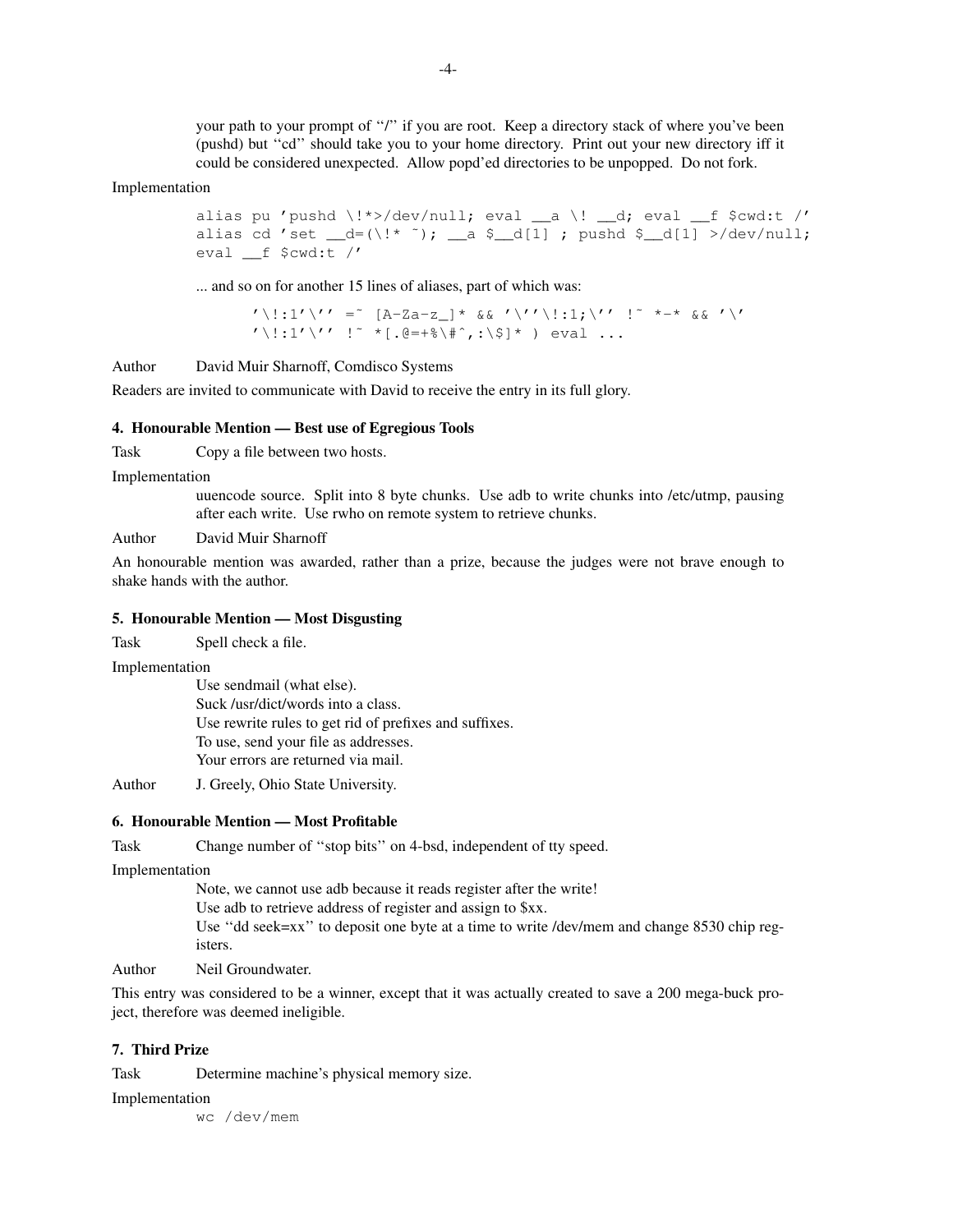your path to your prompt of "/" if you are root. Keep a directory stack of where you've been (pushd) but "cd" should take you to your home directory. Print out your new directory iff it could be considered unexpected. Allow popd'ed directories to be unpopped. Do not fork.

Implementation

```
alias pu 'pushd \!*>/dev/null; eval __a \! __d; eval __f $cwd:t /'
alias cd 'set __d=(\!* ~); __a $__d[1] ; pushd $__d[1] >/dev/null;
eval __f $cwd:t /'
```

... and so on for another 15 lines of aliases, part of which was:

```
'\!:1'\'' =~ [A-Za-z_]* && '\''\!:1;\'' !~ *-* && '\'
'\!:1'\'' !~ *[.@=+%\#^,:\$]* ) eval ...
```

Author David Muir Sharnoff, Comdisco Systems

Readers are invited to communicate with David to receive the entry in its full glory.

### 4. Honourable Mention — Best use of Egregious Tools

Task Copy a file between two hosts.

Implementation

uuencode source. Split into 8 byte chunks. Use adb to write chunks into /etc/utmp, pausing after each write. Use rwho on remote system to retrieve chunks.

Author David Muir Sharnoff

An honourable mention was awarded, rather than a prize, because the judges were not brave enough to shake hands with the author.

### 5. Honourable Mention — Most Disgusting

Task Spell check a file.

Implementation

Use sendmail (what else).
Suck /usr/dict/words into a class.
Use rewrite rules to get rid of prefixes and suffixes.
To use, send your file as addresses.
Your errors are returned via mail.

Author J. Greely, Ohio State University.

### 6. Honourable Mention — Most Profitable

Task Change number of "stop bits" on 4-bsd, independent of tty speed.

Implementation

Note, we cannot use adb because it reads register after the write!
Use adb to retrieve address of register and assign to $xx.
Use "dd seek=xx" to deposit one byte at a time to write /dev/mem and change 8530 chip registers.

Author Neil Groundwater.

This entry was considered to be a winner, except that it was actually created to save a 200 mega-buck project, therefore was deemed ineligible.

### 7. Third Prize

Task Determine machine's physical memory size.

Implementation

```
wc /dev/mem
```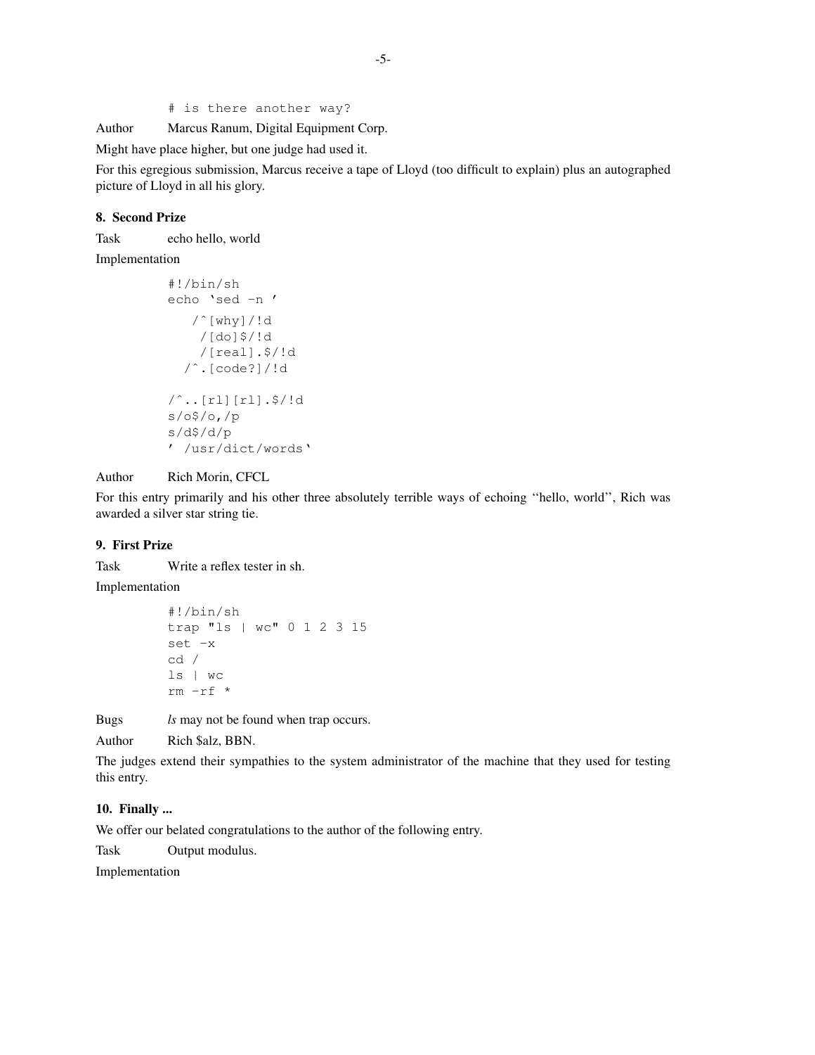```
# is there another way?
```

Author Marcus Ranum, Digital Equipment Corp.

Might have place higher, but one judge had used it.

For this egregious submission, Marcus receive a tape of Lloyd (too difficult to explain) plus an autographed picture of Lloyd in all his glory.

## 8. Second Prize

Task echo hello, world

Implementation

```
#!/bin/sh
echo `sed -n '
   /^[why]/!d
    /[do]$/!d
    /[real].$/!d
  /^.[code?]/!d

/^..[rl][rl].$/!d
s/o$/o,/p
s/d$/d/p
' /usr/dict/words`
```

Author Rich Morin, CFCL

For this entry primarily and his other three absolutely terrible ways of echoing ‘‘hello, world’’, Rich was awarded a silver star string tie.

## 9. First Prize

Task Write a reflex tester in sh.

Implementation

```
#!/bin/sh
trap "ls | wc" 0 1 2 3 15
set -x
cd /
ls | wc
rm -rf *
```

Bugs *ls* may not be found when trap occurs.

Author Rich $alz, BBN.

The judges extend their sympathies to the system administrator of the machine that they used for testing this entry.

## 10. Finally ...

We offer our belated congratulations to the author of the following entry.

Task Output modulus.

Implementation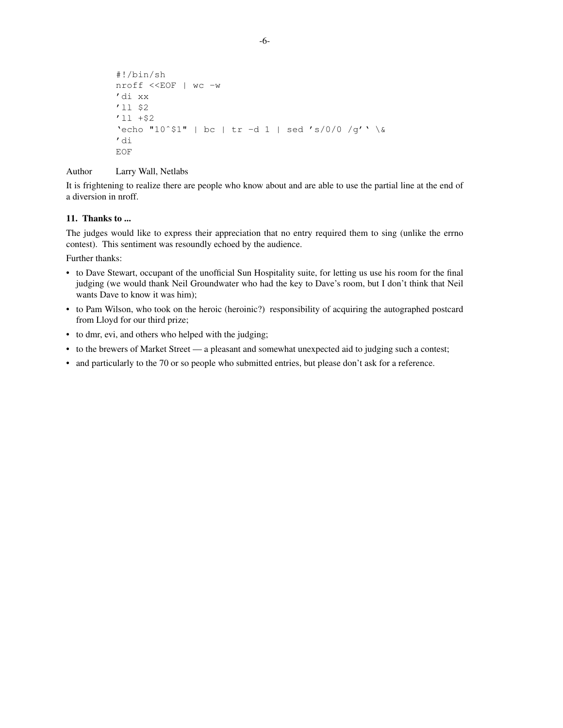```
#!/bin/sh
nroff <<EOF | wc -w
'di xx
'll $2
'll +$2
`echo "10^$1" | bc | tr -d 1 | sed 's/0/0 /g'` \&
'di
EOF
```

Author Larry Wall, Netlabs

It is frightening to realize there are people who know about and are able to use the partial line at the end of a diversion in nroff.

## 11. Thanks to ...

The judges would like to express their appreciation that no entry required them to sing (unlike the errno contest). This sentiment was resoundly echoed by the audience.

Further thanks:

- to Dave Stewart, occupant of the unofficial Sun Hospitality suite, for letting us use his room for the final judging (we would thank Neil Groundwater who had the key to Dave's room, but I don't think that Neil wants Dave to know it was him);
- to Pam Wilson, who took on the heroic (heroinic?) responsibility of acquiring the autographed postcard from Lloyd for our third prize;
- to dmr, evi, and others who helped with the judging;
- to the brewers of Market Street — a pleasant and somewhat unexpected aid to judging such a contest;
- and particularly to the 70 or so people who submitted entries, but please don't ask for a reference.